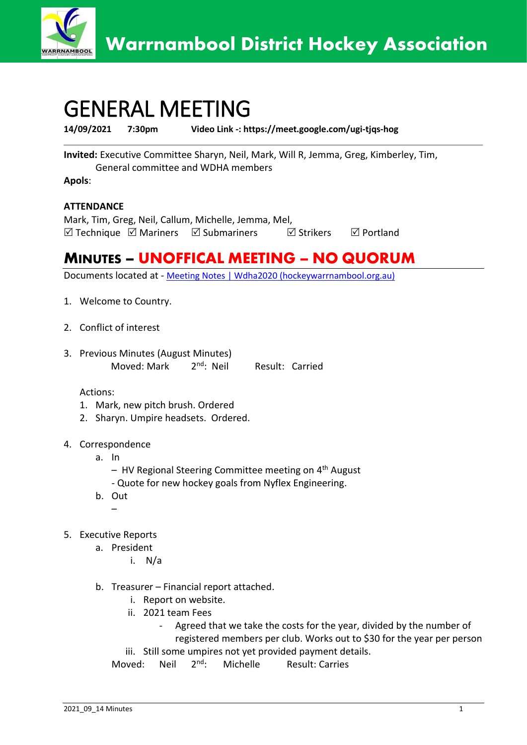# Warrnambool District Hockey Association

# GENERAL MEETING

**14/09/2021 7:30pm Video Link -: https://meet.google.com/ugi-tjqs-hog**

**Invited:** Executive Committee Sharyn, Neil, Mark, Will R, Jemma, Greg, Kimberley, Tim, General committee and WDHA members

**Apols**:

**ATTENDANCE**

Mark, Tim, Greg, Neil, Callum, Michelle, Jemma, Mel,

☑ Technique ☑ Mariners ☑ Submariners ☑ Strikers ☑ Portland

## MINUTES – UNOFFICAL MEETING – NO QUORUM

Documents located at - [Meeting Notes | Wdha2020 (hockeywarrnambool.org.au)](hockeywarrnambool.org.au)

1. Welcome to Country.

2. Conflict of interest

3. Previous Minutes (August Minutes)

   Moved: Mark 2nd: Neil Result: Carried

   Actions:

   1. Mark, new pitch brush. Ordered
   2. Sharyn. Umpire headsets. Ordered.

4. Correspondence
   a. In
      – HV Regional Steering Committee meeting on 4th August
      - Quote for new hockey goals from Nyflex Engineering.
   b. Out
      –

5. Executive Reports
   a. President
      i. N/a

   b. Treasurer – Financial report attached.
      i. Report on website.
      ii. 2021 team Fees
         - Agreed that we take the costs for the year, divided by the number of registered members per club. Works out to $30 for the year per person
      iii. Still some umpires not yet provided payment details.

   Moved: Neil 2nd: Michelle Result: Carries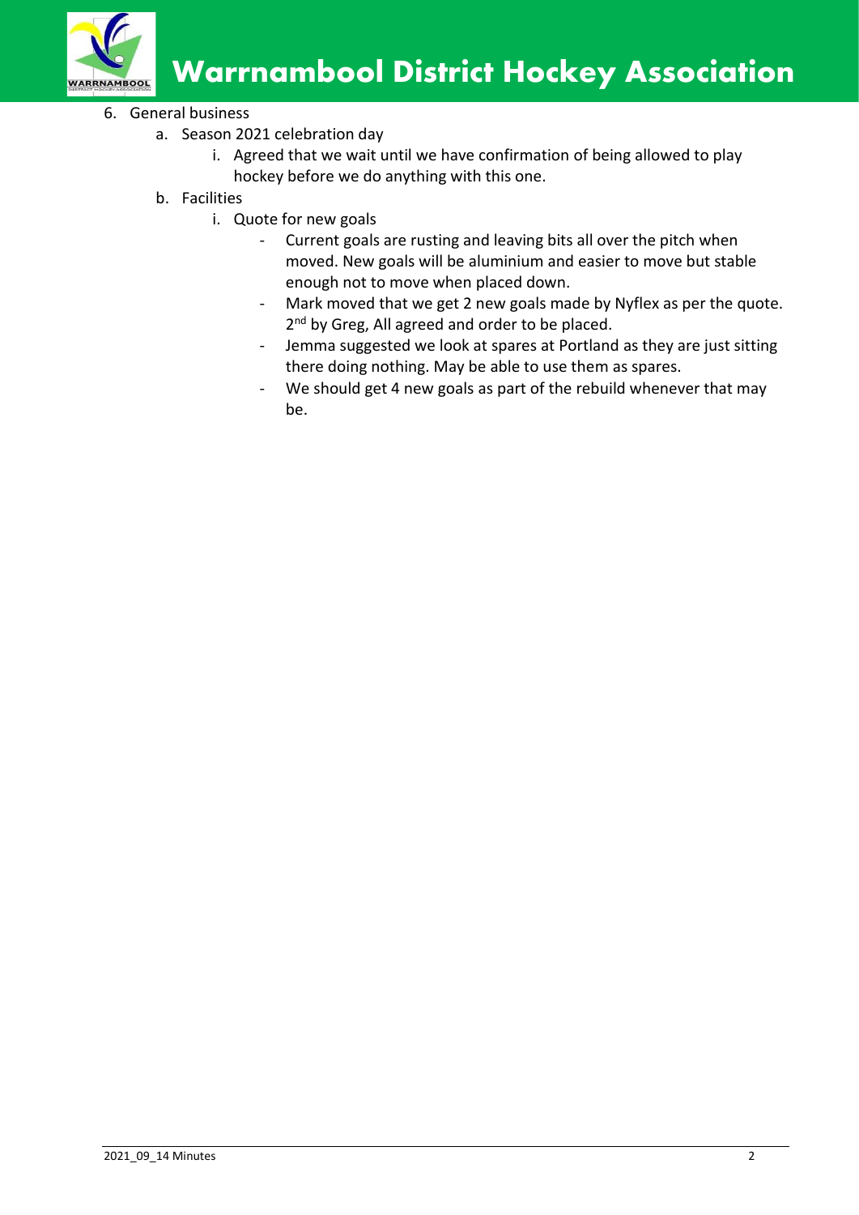6. General business
    a. Season 2021 celebration day
        i. Agreed that we wait until we have confirmation of being allowed to play hockey before we do anything with this one.
    b. Facilities
        i. Quote for new goals
            - Current goals are rusting and leaving bits all over the pitch when moved. New goals will be aluminium and easier to move but stable enough not to move when placed down.
            - Mark moved that we get 2 new goals made by Nyflex as per the quote. 2nd by Greg, All agreed and order to be placed.
            - Jemma suggested we look at spares at Portland as they are just sitting there doing nothing. May be able to use them as spares.
            - We should get 4 new goals as part of the rebuild whenever that may be.